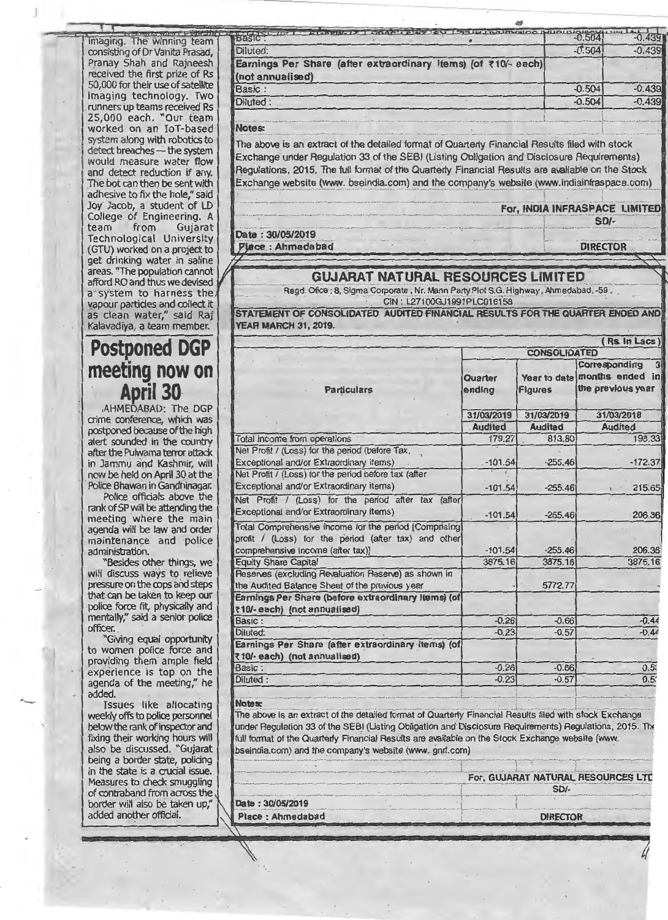imaging. The winning team consisting of Dr Vanita Prasad, Pranay Shah and Rajneesh received the first prize of Rs 50,000 for their use of satellite imaging technology. Two runners up teams received Rs 25,000 each. "Our team worked on an IoT-based system along with robotics to detect breaches — the system would measure water flow and detect reduction if any. The bot can then be sent with adhesive to fix the hole," said Joy Jacob, a student of LD College of Engineering. A team from Gujarat Technological University (GTU) worked on a project to get drinking water in saline areas. "The population cannot afford RO and thus we devised a system to harness the vapour particles and collect it as clean water," said Raj Kalavadiya, a team member.

# Postponed DGP meeting now on April 30

AHMEDABAD: The DGP crime conference, which was postponed because of the high alert sounded in the country after the Pulwama terror attack in Jammu and Kashmir, will now be held on April 30 at the Police Bhawan in Gandhinagar.

Police officials above the rank of SP will be attending the meeting where the main agenda will be law and order maintenance and police administration.

"Besides other things, we will discuss ways to relieve pressure on the cops and steps that can be taken to keep our police force fit, physically and mentally," said a senior police officer.

"Giving equal opportunity to women police force and providing them ample field experience is top on the agenda of the meeting," he added.

Issues like allocating weekly offs to police personnel below the rank of inspector and fixing their working hours will also be discussed. "Gujarat being a border state, policing in the state is a crucial issue. Measures to check smuggling of contraband from across the border will also be taken up," added another official.

---

| | | |
|---|---|---|
| Basic : | -0.504 | -0.439 |
| Diluted: | -0.504 | -0.439 |
| **Earnings Per Share (after extraordinary items) (of ₹10/- each) (not annualised)** | | |
| Basic : | -0.504 | -0.439 |
| Diluted : | -0.504 | -0.439 |

**Notes:**

The above is an extract of the detailed format of Quarterly Financial Results filed with stock Exchange under Regulation 33 of the SEBI (Listing Obligation and Disclosure Requirements) Regulations, 2015. The full format of the Quarterly Financial Results are available on the Stock Exchange website (www. bseindia.com) and the company's website (www.indiainfraspace.com)

For, INDIA INFRASPACE LIMITED

SD/-

Date : 30/05/2019

Place : Ahmedabad

DIRECTOR

---

## GUJARAT NATURAL RESOURCES LIMITED

Regd. Office : 8, Sigma Corporate , Nr. Mann Party Plot S.G. Highway, Ahmedabad, -59 .

CIN : L27100GJ1991PLC016158

**STATEMENT OF CONSOLIDATED AUDITED FINANCIAL RESULTS FOR THE QUARTER ENDED AND YEAR MARCH 31, 2019.**

( Rs. In Lacs )

| Particulars | CONSOLIDATED | | |
|---|---|---|---|
| | Quarter ending | Year to date Figures | Corresponding 3 months ended in the previous year |
| | 31/03/2019 | 31/03/2019 | 31/03/2018 |
| | Audited | Audited | Audited |
| Total income from operations | 179.27 | 813.80 | 198.33 |
| Net Profit / (Loss) for the period (before Tax, Exceptional and/or Extraordinary items) | -101.54 | -255.46 | -172.37 |
| Net Profit / (Loss) for the period before tax (after Exceptional and/or Extraordinary items) | -101.54 | -255.46 | 215.65 |
| Net Profit / (Loss) for the period after tax (after Exceptional and/or Extraordinary items) | -101.54 | -255.46 | 206.36 |
| Total Comprehensive Income for the period [Comprising profit / (Loss) for the period (after tax) and other comprehensive income (after tax)] | -101.54 | -255.46 | 206.36 |
| Equity Share Capital | 3875.16 | 3875.16 | 3875.16 |
| Reserves (excluding Revaluation Reserve) as shown in the Audited Balance Sheet of the previous year | | 5772.77 | - |
| **Earnings Per Share (before extraordinary items) (of ₹10/- each) (not annualised)** | | | |
| Basic : | -0.26 | -0.66 | -0.44 |
| Diluted: | -0.23 | -0.57 | -0.44 |
| **Earnings Per Share (after extraordinary items) (of ₹10/- each) (not annualised)** | | | |
| Basic : | -0.26 | -0.66 | 0.5 |
| Diluted : | -0.23 | -0.57 | 0.5 |

**Notes:**

The above is an extract of the detailed format of Quarterly Financial Results filed with stock Exchange under Regulation 33 of the SEBI (Listing Obligation and Disclosure Requirements) Regulations, 2015. The full format of the Quarterly Financial Results are available on the Stock Exchange website (www. bseindia.com) and the company's website (www. gnrl.com)

For, GUJARAT NATURAL RESOURCES LTD

SD/-

Date : 30/05/2019

Place : Ahmedabad

DIRECTOR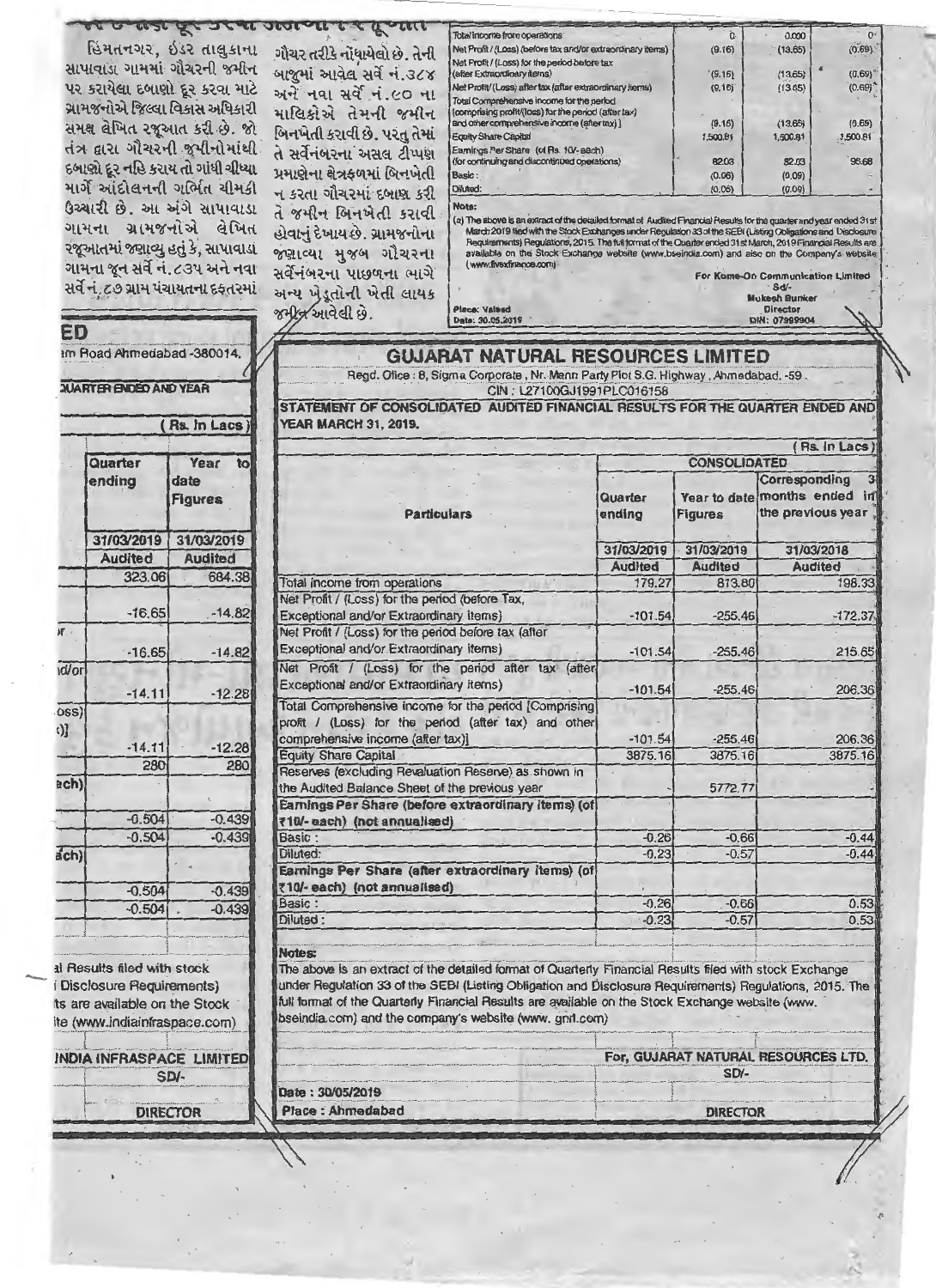હિંમતનગર, ઇડર તાલુકાના સાપાવાડા ગામમાં ગૌચરની જમીન પર કરાયેલા દબાણો દૂર કરવા માટે ગ્રામજનોએ જિલ્લા વિકાસ અધિકારી સમક્ષ લેખિત રજૂઆત કરી છે. જો તંત્ર દ્વારા ગૌચરની જમીનોમાંથી દબાણો દૂર નહિ કરાય તો ગાંધી ચીધ્યા માર્ગે આંદોલનની ગર્ભિત ચીમકી ઉચ્ચારી છે. આ અંગે સાપાવાડા ગામના ગ્રામજનોએ લેખિત રજૂઆતમાં જણાવ્યુ હતું કે, સાપાવાડા ગામના જૂન સર્વે નં.૮૩૫ અને નવા સર્વે નં.૮૭ ગ્રામ પંચાયતના દફતરમાં ગૌચર તરીકે નોંધાયેલો છે. તેની બાજુમાં આવેલ સર્વે નં.૩૮૪ અને નવા સર્વે નં.૯૦ ના માલિકોએ તેમની જમીન બિનખેતી કરાવી છે. પરંતુ તેમાં તે સર્વેનંબરના અસલ ટીપણ પ્રમાણેના ક્ષેત્રફળમાં બિનખેતી ન કરતા ગૌચરમાં દબાણ કરી તે જમીન બિનખેતી કરાવી હોવાનું દેખાય છે. ગ્રામજનોના જણાવ્યા મુજબ ગૌચરના સર્વેનંબરના પાછળના ભાગે અન્ય ખેડૂતોની ખેતી લાયક જમીન આવેલી છે.

| | | | |
|---|---|---|---|
| Total income from operations | 0 | 0.000 | 0 |
| Net Profit / (Loss) (before tax and/or extraordinary items) | (9.16) | (13.65) | (0.69) |
| Net Profit / (Loss) for the period before tax (after Extraordinary items) | (9.16) | (13.65) | (0.69) |
| Net Profit/ (Loss) after tax (after extraordinary items) | (9.16) | (13.65) | (0.69) |
| Total Comprehensive income for the period [comprising profit/(loss) for the period (after tax) and other comprehensive income (after tax)] | (9.16) | (13.65) | (0.69) |
| Equity Share Capital | 1,500.81 | 1,500.81 | 1,500.81 |
| Earnings Per Share (of Rs. 10/- each) (for continuing and discontinued operations) | 82.03 | 82.03 | 95.68 |
| Basic: | (0.06) | (0.09) | - |
| Diluted: | (0.06) | (0.09) | - |

Note:

(a) The above is an extract of the detailed format of Audited Financial Results for the quarter and year ended 31st March 2019 filed with the Stock Exchanges under Regulation 33 of the SEBI (Listing Obligations and Disclosure Requirements) Regulations, 2015. The full format of the Quarter ended 31st March, 2019 Financial Results are available on the Stock Exchange website (www.bseindia.com) and also on the Company's website (www.fivexfinance.com)

For Kome-On Communication Limited
Sd/-
Mukesh Bunker
Director
DIN: 07999904

Place: Valsad
Date: 30.05.2019

---

...ED
...am Road Ahmedabad -380014.

...UARTER ENDED AND YEAR

(Rs. In Lacs)

| | Quarter ending | Year to date Figures |
|---|---|---|
| | 31/03/2019 | 31/03/2019 |
| | Audited | Audited |
| | 323.06 | 684.38 |
| | -16.65 | -14.82 |
| ...r | -16.65 | -14.82 |
| ...nd/or | -14.11 | -12.28 |
| ...oss) ...)] | -14.11 | -12.28 |
| | 280 | 280 |
| ...ach) | | |
| | -0.504 | -0.439 |
| | -0.504 | -0.439 |
| ...ach) | | |
| | -0.504 | -0.439 |
| | -0.504 | -0.439 |

...al Results filed with stock ...Disclosure Requirements) ...ts are available on the Stock ...ite (www.indiainfraspace.com)

INDIA INFRASPACE LIMITED
SD/-
DIRECTOR

---

## GUJARAT NATURAL RESOURCES LIMITED

Regd. Ofice : 8, Sigma Corporate , Nr. Mann Party Plot S.G. Highway , Ahmedabad. -59 .
CIN : L27100GJ1991PLC016158

**STATEMENT OF CONSOLIDATED AUDITED FINANCIAL RESULTS FOR THE QUARTER ENDED AND YEAR MARCH 31, 2019.**

(Rs. In Lacs)

| Particulars | CONSOLIDATED | | |
|---|---|---|---|
| | Quarter ending | Year to date Figures | Corresponding 3 months ended in the previous year |
| | 31/03/2019 | 31/03/2019 | 31/03/2018 |
| | Audited | Audited | Audited |
| Total income from operations | 179.27 | 813.80 | 198.33 |
| Net Profit / (Loss) for the period (before Tax, Exceptional and/or Extraordinary items) | -101.54 | -255.46 | -172.37 |
| Net Profit / (Loss) for the period before tax (after Exceptional and/or Extraordinary items) | -101.54 | -255.46 | 215.65 |
| Net Profit / (Loss) for the period after tax (after Exceptional and/or Extraordinary items) | -101.54 | -255.46 | 206.36 |
| Total Comprehensive income for the period [Comprising profit / (Loss) for the period (after tax) and other comprehensive income (after tax)] | -101.54 | -255.46 | 206.36 |
| Equity Share Capital | 3875.16 | 3875.16 | 3875.16 |
| Reserves (excluding Revaluation Reserve) as shown in the Audited Balance Sheet of the previous year | | 5772.77 | |
| **Earnings Per Share (before extraordinary items) (of ₹10/- each) (not annualised)** | | | |
| Basic : | -0.26 | -0.66 | -0.44 |
| Diluted: | -0.23 | -0.57 | -0.44 |
| **Earnings Per Share (after extraordinary items) (of ₹10/- each) (not annualised)** | | | |
| Basic : | -0.26 | -0.66 | 0.53 |
| Diluted : | -0.23 | -0.57 | 0.53 |

**Notes:**

The above is an extract of the detailed format of Quarterly Financial Results filed with Stock Exchange under Regulation 33 of the SEBI (Listing Obligation and Disclosure Requirements) Regulations, 2015. The full format of the Quarterly Financial Results are available on the Stock Exchange website (www. bseindia.com) and the company's website (www. gnrl.com)

For, GUJARAT NATURAL RESOURCES LTD.
SD/-
DIRECTOR

Date : 30/05/2019
Place : Ahmedabad